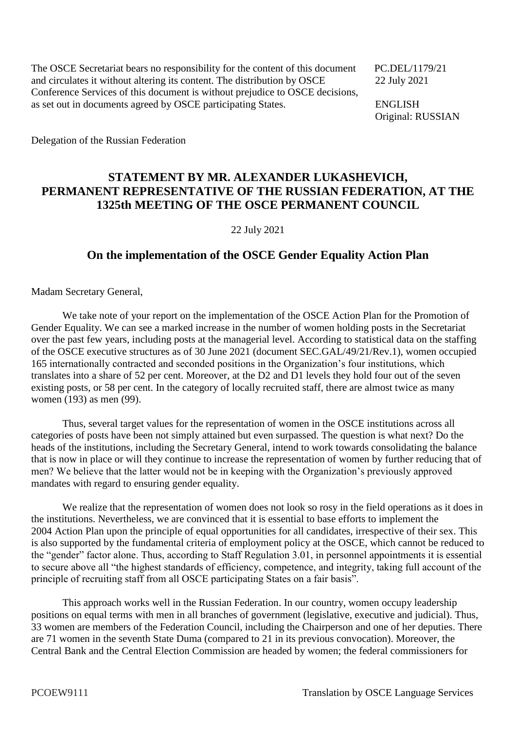The OSCE Secretariat bears no responsibility for the content of this document and circulates it without altering its content. The distribution by OSCE Conference Services of this document is without prejudice to OSCE decisions, as set out in documents agreed by OSCE participating States.

PC.DEL/1179/21
22 July 2021

ENGLISH
Original: RUSSIAN

Delegation of the Russian Federation

## STATEMENT BY MR. ALEXANDER LUKASHEVICH, PERMANENT REPRESENTATIVE OF THE RUSSIAN FEDERATION, AT THE 1325th MEETING OF THE OSCE PERMANENT COUNCIL

22 July 2021

## On the implementation of the OSCE Gender Equality Action Plan

Madam Secretary General,

We take note of your report on the implementation of the OSCE Action Plan for the Promotion of Gender Equality. We can see a marked increase in the number of women holding posts in the Secretariat over the past few years, including posts at the managerial level. According to statistical data on the staffing of the OSCE executive structures as of 30 June 2021 (document SEC.GAL/49/21/Rev.1), women occupied 165 internationally contracted and seconded positions in the Organization's four institutions, which translates into a share of 52 per cent. Moreover, at the D2 and D1 levels they hold four out of the seven existing posts, or 58 per cent. In the category of locally recruited staff, there are almost twice as many women (193) as men (99).

Thus, several target values for the representation of women in the OSCE institutions across all categories of posts have been not simply attained but even surpassed. The question is what next? Do the heads of the institutions, including the Secretary General, intend to work towards consolidating the balance that is now in place or will they continue to increase the representation of women by further reducing that of men? We believe that the latter would not be in keeping with the Organization's previously approved mandates with regard to ensuring gender equality.

We realize that the representation of women does not look so rosy in the field operations as it does in the institutions. Nevertheless, we are convinced that it is essential to base efforts to implement the 2004 Action Plan upon the principle of equal opportunities for all candidates, irrespective of their sex. This is also supported by the fundamental criteria of employment policy at the OSCE, which cannot be reduced to the "gender" factor alone. Thus, according to Staff Regulation 3.01, in personnel appointments it is essential to secure above all "the highest standards of efficiency, competence, and integrity, taking full account of the principle of recruiting staff from all OSCE participating States on a fair basis".

This approach works well in the Russian Federation. In our country, women occupy leadership positions on equal terms with men in all branches of government (legislative, executive and judicial). Thus, 33 women are members of the Federation Council, including the Chairperson and one of her deputies. There are 71 women in the seventh State Duma (compared to 21 in its previous convocation). Moreover, the Central Bank and the Central Election Commission are headed by women; the federal commissioners for

PCOEW9111 Translation by OSCE Language Services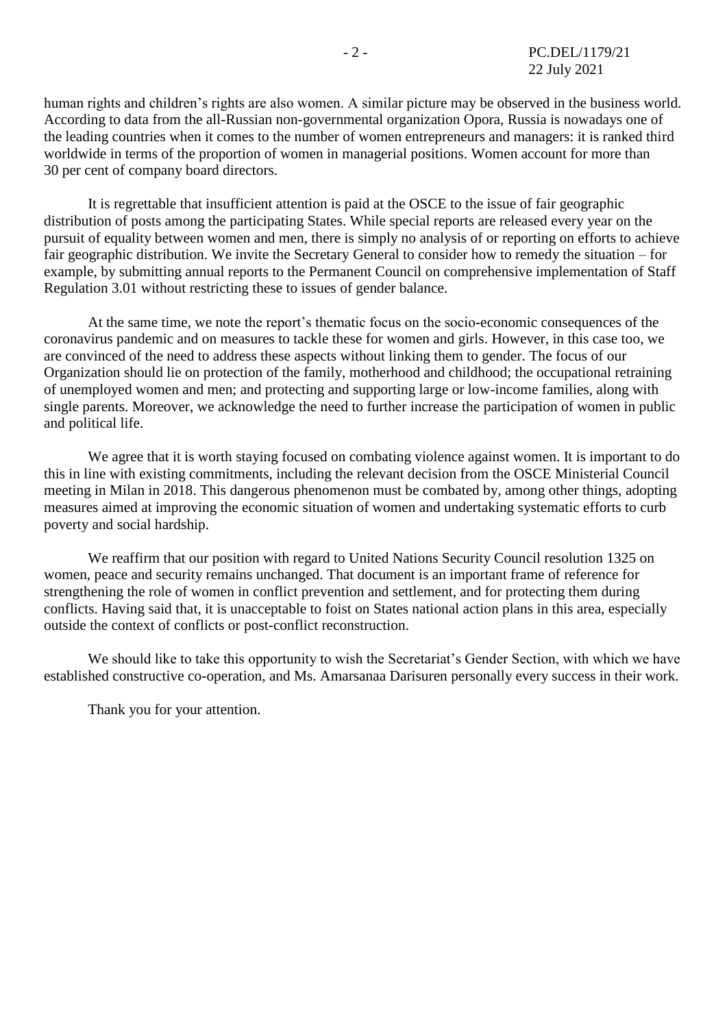human rights and children's rights are also women. A similar picture may be observed in the business world. According to data from the all-Russian non-governmental organization Opora, Russia is nowadays one of the leading countries when it comes to the number of women entrepreneurs and managers: it is ranked third worldwide in terms of the proportion of women in managerial positions. Women account for more than 30 per cent of company board directors.

It is regrettable that insufficient attention is paid at the OSCE to the issue of fair geographic distribution of posts among the participating States. While special reports are released every year on the pursuit of equality between women and men, there is simply no analysis of or reporting on efforts to achieve fair geographic distribution. We invite the Secretary General to consider how to remedy the situation – for example, by submitting annual reports to the Permanent Council on comprehensive implementation of Staff Regulation 3.01 without restricting these to issues of gender balance.

At the same time, we note the report's thematic focus on the socio-economic consequences of the coronavirus pandemic and on measures to tackle these for women and girls. However, in this case too, we are convinced of the need to address these aspects without linking them to gender. The focus of our Organization should lie on protection of the family, motherhood and childhood; the occupational retraining of unemployed women and men; and protecting and supporting large or low-income families, along with single parents. Moreover, we acknowledge the need to further increase the participation of women in public and political life.

We agree that it is worth staying focused on combating violence against women. It is important to do this in line with existing commitments, including the relevant decision from the OSCE Ministerial Council meeting in Milan in 2018. This dangerous phenomenon must be combated by, among other things, adopting measures aimed at improving the economic situation of women and undertaking systematic efforts to curb poverty and social hardship.

We reaffirm that our position with regard to United Nations Security Council resolution 1325 on women, peace and security remains unchanged. That document is an important frame of reference for strengthening the role of women in conflict prevention and settlement, and for protecting them during conflicts. Having said that, it is unacceptable to foist on States national action plans in this area, especially outside the context of conflicts or post-conflict reconstruction.

We should like to take this opportunity to wish the Secretariat's Gender Section, with which we have established constructive co-operation, and Ms. Amarsanaa Darisuren personally every success in their work.

Thank you for your attention.